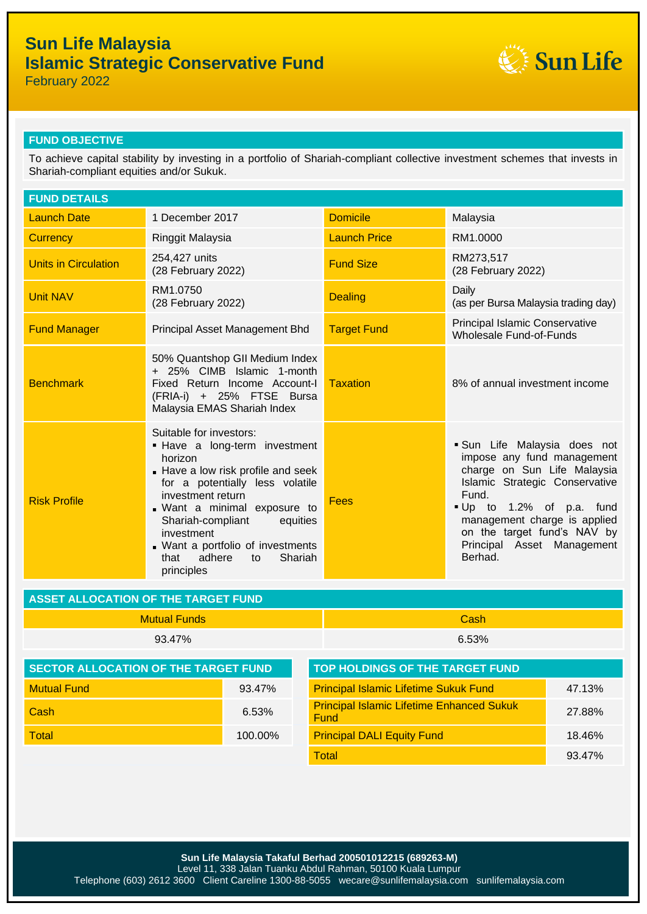# Sun Life Malaysia
# Islamic Strategic Conservative Fund

February 2022

## FUND OBJECTIVE

To achieve capital stability by investing in a portfolio of Shariah-compliant collective investment schemes that invests in Shariah-compliant equities and/or Sukuk.

## FUND DETAILS

| | | | |
|---|---|---|---|
| Launch Date | 1 December 2017 | Domicile | Malaysia |
| Currency | Ringgit Malaysia | Launch Price | RM1.0000 |
| Units in Circulation | 254,427 units (28 February 2022) | Fund Size | RM273,517 (28 February 2022) |
| Unit NAV | RM1.0750 (28 February 2022) | Dealing | Daily (as per Bursa Malaysia trading day) |
| Fund Manager | Principal Asset Management Bhd | Target Fund | Principal Islamic Conservative Wholesale Fund-of-Funds |
| Benchmark | 50% Quantshop GII Medium Index + 25% CIMB Islamic 1-month Fixed Return Income Account-I (FRIA-i) + 25% FTSE Bursa Malaysia EMAS Shariah Index | Taxation | 8% of annual investment income |
| Risk Profile | Suitable for investors: <br>▪ Have a long-term investment horizon <br>▪ Have a low risk profile and seek for a potentially less volatile investment return <br>▪ Want a minimal exposure to Shariah-compliant equities investment <br>▪ Want a portfolio of investments that adhere to Shariah principles | Fees | ▪ Sun Life Malaysia does not impose any fund management charge on Sun Life Malaysia Islamic Strategic Conservative Fund. <br>▪ Up to 1.2% of p.a. fund management charge is applied on the target fund's NAV by Principal Asset Management Berhad. |

## ASSET ALLOCATION OF THE TARGET FUND

| Mutual Funds | Cash |
|---|---|
| 93.47% | 6.53% |

## SECTOR ALLOCATION OF THE TARGET FUND

| | |
|---|---|
| Mutual Fund | 93.47% |
| Cash | 6.53% |
| Total | 100.00% |

## TOP HOLDINGS OF THE TARGET FUND

| | |
|---|---|
| Principal Islamic Lifetime Sukuk Fund | 47.13% |
| Principal Islamic Lifetime Enhanced Sukuk Fund | 27.88% |
| Principal DALI Equity Fund | 18.46% |
| Total | 93.47% |

**Sun Life Malaysia Takaful Berhad 200501012215 (689263-M)**
Level 11, 338 Jalan Tuanku Abdul Rahman, 50100 Kuala Lumpur
Telephone (603) 2612 3600 Client Careline 1300-88-5055 wecare@sunlifemalaysia.com sunlifemalaysia.com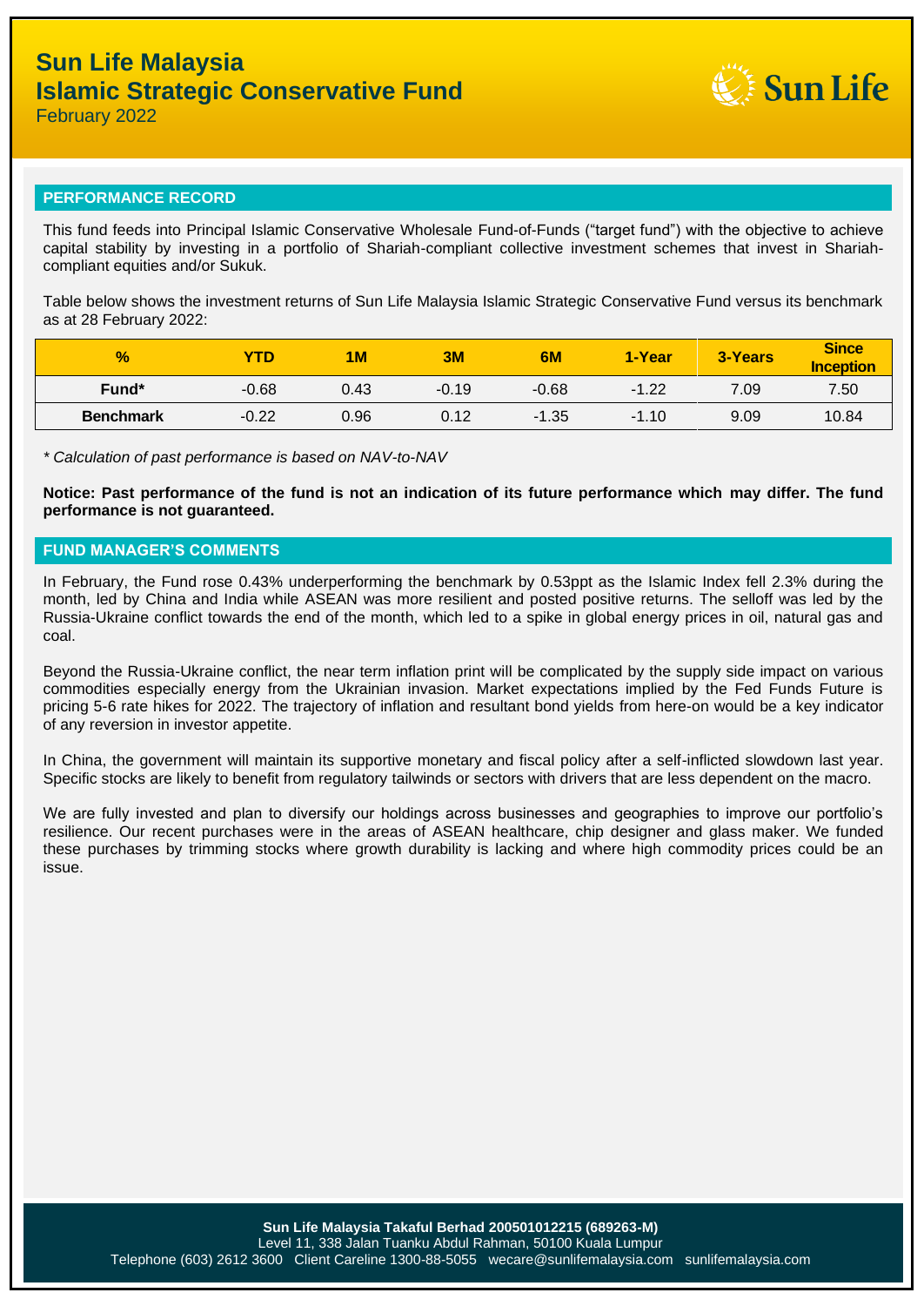# Sun Life Malaysia
## Islamic Strategic Conservative Fund
February 2022

### PERFORMANCE RECORD

This fund feeds into Principal Islamic Conservative Wholesale Fund-of-Funds ("target fund") with the objective to achieve capital stability by investing in a portfolio of Shariah-compliant collective investment schemes that invest in Shariah-compliant equities and/or Sukuk.

Table below shows the investment returns of Sun Life Malaysia Islamic Strategic Conservative Fund versus its benchmark as at 28 February 2022:

| % | YTD | 1M | 3M | 6M | 1-Year | 3-Years | Since Inception |
|---|---|---|---|---|---|---|---|
| **Fund*** | -0.68 | 0.43 | -0.19 | -0.68 | -1.22 | 7.09 | 7.50 |
| **Benchmark** | -0.22 | 0.96 | 0.12 | -1.35 | -1.10 | 9.09 | 10.84 |

*\* Calculation of past performance is based on NAV-to-NAV*

**Notice: Past performance of the fund is not an indication of its future performance which may differ. The fund performance is not guaranteed.**

### FUND MANAGER'S COMMENTS

In February, the Fund rose 0.43% underperforming the benchmark by 0.53ppt as the Islamic Index fell 2.3% during the month, led by China and India while ASEAN was more resilient and posted positive returns. The selloff was led by the Russia-Ukraine conflict towards the end of the month, which led to a spike in global energy prices in oil, natural gas and coal.

Beyond the Russia-Ukraine conflict, the near term inflation print will be complicated by the supply side impact on various commodities especially energy from the Ukrainian invasion. Market expectations implied by the Fed Funds Future is pricing 5-6 rate hikes for 2022. The trajectory of inflation and resultant bond yields from here-on would be a key indicator of any reversion in investor appetite.

In China, the government will maintain its supportive monetary and fiscal policy after a self-inflicted slowdown last year. Specific stocks are likely to benefit from regulatory tailwinds or sectors with drivers that are less dependent on the macro.

We are fully invested and plan to diversify our holdings across businesses and geographies to improve our portfolio's resilience. Our recent purchases were in the areas of ASEAN healthcare, chip designer and glass maker. We funded these purchases by trimming stocks where growth durability is lacking and where high commodity prices could be an issue.

**Sun Life Malaysia Takaful Berhad 200501012215 (689263-M)**
Level 11, 338 Jalan Tuanku Abdul Rahman, 50100 Kuala Lumpur
Telephone (603) 2612 3600 Client Careline 1300-88-5055 wecare@sunlifemalaysia.com sunlifemalaysia.com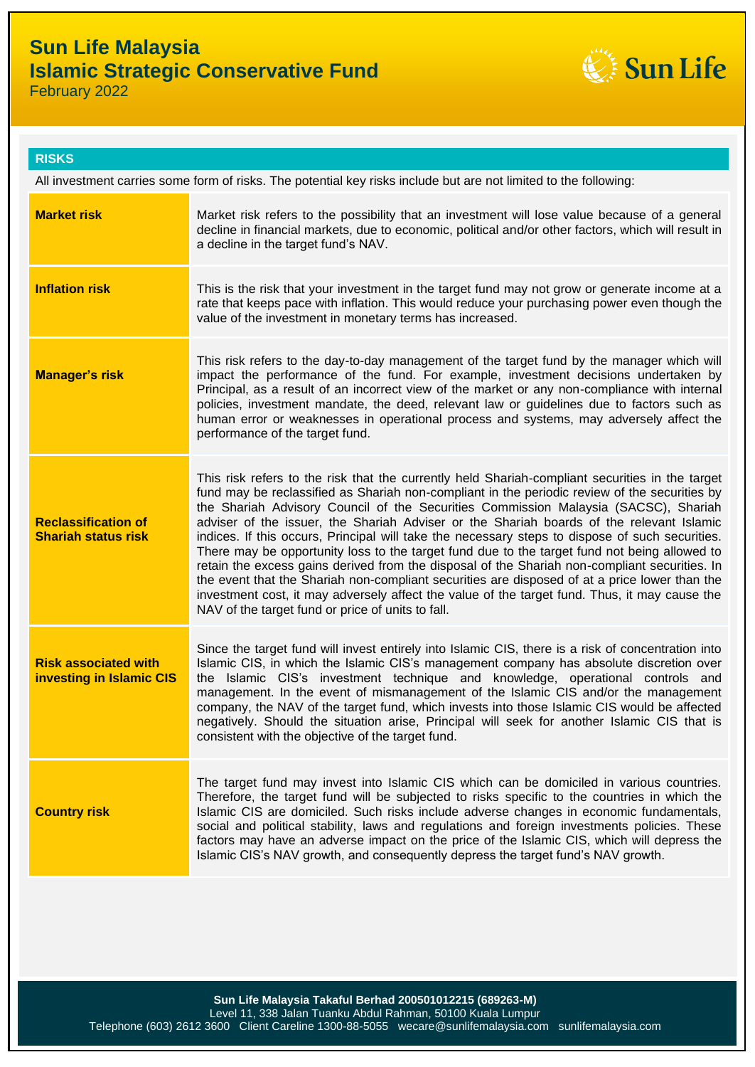# Sun Life Malaysia
## Islamic Strategic Conservative Fund
February 2022

### RISKS

All investment carries some form of risks. The potential key risks include but are not limited to the following:

| | |
|---|---|
| **Market risk** | Market risk refers to the possibility that an investment will lose value because of a general decline in financial markets, due to economic, political and/or other factors, which will result in a decline in the target fund's NAV. |
| **Inflation risk** | This is the risk that your investment in the target fund may not grow or generate income at a rate that keeps pace with inflation. This would reduce your purchasing power even though the value of the investment in monetary terms has increased. |
| **Manager's risk** | This risk refers to the day-to-day management of the target fund by the manager which will impact the performance of the fund. For example, investment decisions undertaken by Principal, as a result of an incorrect view of the market or any non-compliance with internal policies, investment mandate, the deed, relevant law or guidelines due to factors such as human error or weaknesses in operational process and systems, may adversely affect the performance of the target fund. |
| **Reclassification of Shariah status risk** | This risk refers to the risk that the currently held Shariah-compliant securities in the target fund may be reclassified as Shariah non-compliant in the periodic review of the securities by the Shariah Advisory Council of the Securities Commission Malaysia (SACSC), Shariah adviser of the issuer, the Shariah Adviser or the Shariah boards of the relevant Islamic indices. If this occurs, Principal will take the necessary steps to dispose of such securities. There may be opportunity loss to the target fund due to the target fund not being allowed to retain the excess gains derived from the disposal of the Shariah non-compliant securities. In the event that the Shariah non-compliant securities are disposed of at a price lower than the investment cost, it may adversely affect the value of the target fund. Thus, it may cause the NAV of the target fund or price of units to fall. |
| **Risk associated with investing in Islamic CIS** | Since the target fund will invest entirely into Islamic CIS, there is a risk of concentration into Islamic CIS, in which the Islamic CIS's management company has absolute discretion over the Islamic CIS's investment technique and knowledge, operational controls and management. In the event of mismanagement of the Islamic CIS and/or the management company, the NAV of the target fund, which invests into those Islamic CIS would be affected negatively. Should the situation arise, Principal will seek for another Islamic CIS that is consistent with the objective of the target fund. |
| **Country risk** | The target fund may invest into Islamic CIS which can be domiciled in various countries. Therefore, the target fund will be subjected to risks specific to the countries in which the Islamic CIS are domiciled. Such risks include adverse changes in economic fundamentals, social and political stability, laws and regulations and foreign investments policies. These factors may have an adverse impact on the price of the Islamic CIS, which will depress the Islamic CIS's NAV growth, and consequently depress the target fund's NAV growth. |

**Sun Life Malaysia Takaful Berhad 200501012215 (689263-M)**
Level 11, 338 Jalan Tuanku Abdul Rahman, 50100 Kuala Lumpur
Telephone (603) 2612 3600 Client Careline 1300-88-5055 wecare@sunlifemalaysia.com sunlifemalaysia.com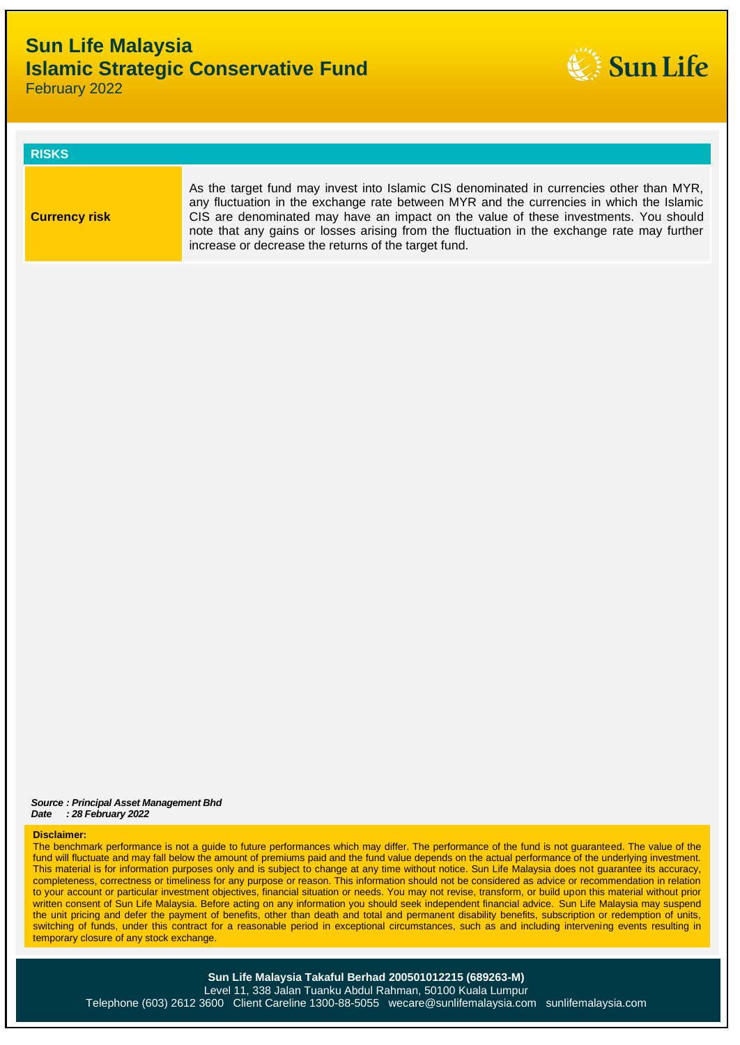# Sun Life Malaysia
# Islamic Strategic Conservative Fund

February 2022

## RISKS

| | |
|---|---|
| **Currency risk** | As the target fund may invest into Islamic CIS denominated in currencies other than MYR, any fluctuation in the exchange rate between MYR and the currencies in which the Islamic CIS are denominated may have an impact on the value of these investments. You should note that any gains or losses arising from the fluctuation in the exchange rate may further increase or decrease the returns of the target fund. |

***Source : Principal Asset Management Bhd***
***Date : 28 February 2022***

**Disclaimer:**
The benchmark performance is not a guide to future performances which may differ. The performance of the fund is not guaranteed. The value of the fund will fluctuate and may fall below the amount of premiums paid and the fund value depends on the actual performance of the underlying investment. This material is for information purposes only and is subject to change at any time without notice. Sun Life Malaysia does not guarantee its accuracy, completeness, correctness or timeliness for any purpose or reason. This information should not be considered as advice or recommendation in relation to your account or particular investment objectives, financial situation or needs. You may not revise, transform, or build upon this material without prior written consent of Sun Life Malaysia. Before acting on any information you should seek independent financial advice. Sun Life Malaysia may suspend the unit pricing and defer the payment of benefits, other than death and total and permanent disability benefits, subscription or redemption of units, switching of funds, under this contract for a reasonable period in exceptional circumstances, such as and including intervening events resulting in temporary closure of any stock exchange.

**Sun Life Malaysia Takaful Berhad 200501012215 (689263-M)**
Level 11, 338 Jalan Tuanku Abdul Rahman, 50100 Kuala Lumpur
Telephone (603) 2612 3600 Client Careline 1300-88-5055 wecare@sunlifemalaysia.com sunlifemalaysia.com